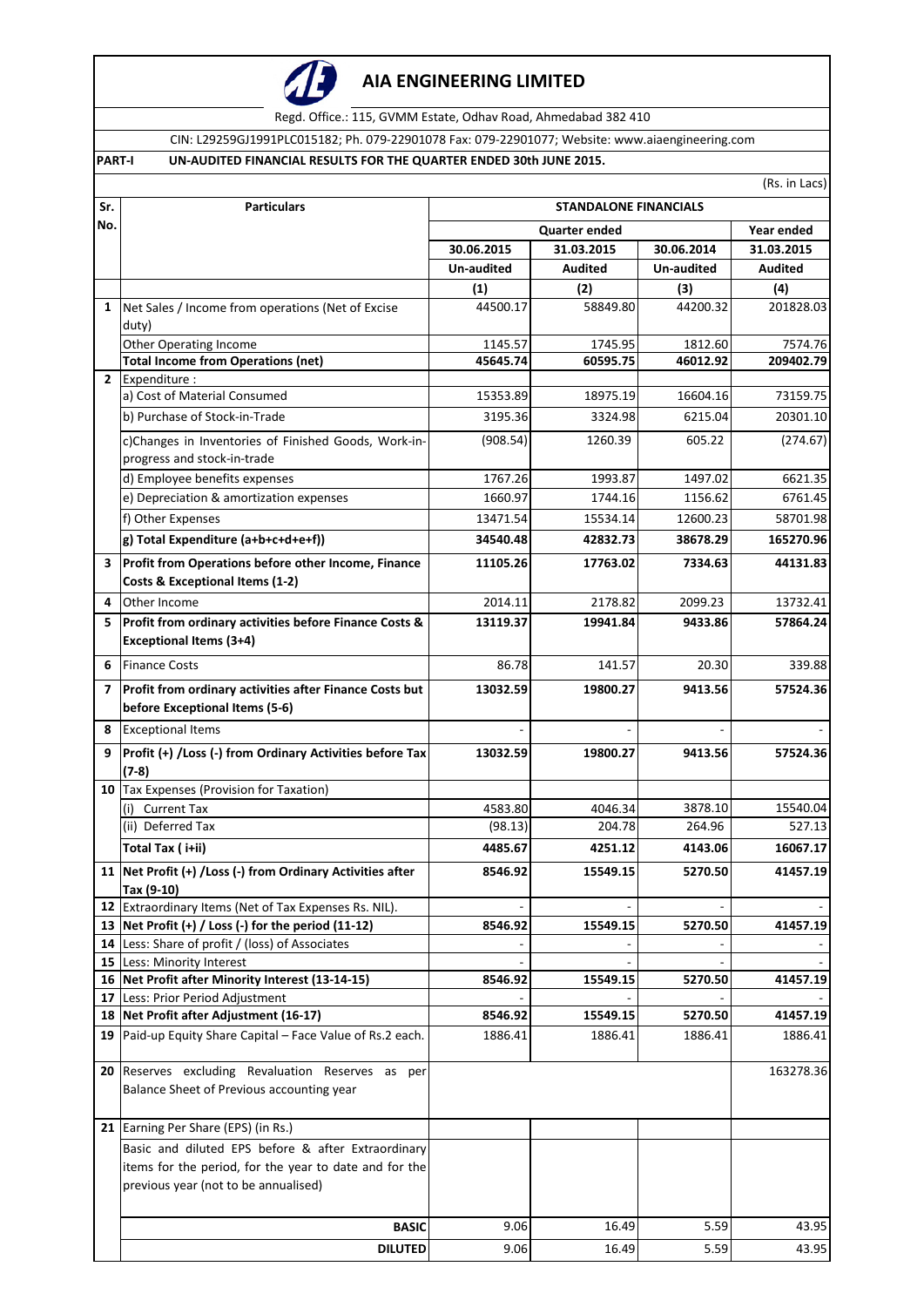# AIA ENGINEERING LIMITED

Regd. Office.: 115, GVMM Estate, Odhav Road, Ahmedabad 382 410

CIN: L29259GJ1991PLC015182; Ph. 079-22901078 Fax: 079-22901077; Website: www.aiaengineering.com

**PART-I UN-AUDITED FINANCIAL RESULTS FOR THE QUARTER ENDED 30th JUNE 2015.**

(Rs. in Lacs)

| Sr. No. | Particulars | STANDALONE FINANCIALS | | | |
|---|---|---|---|---|---|
| | | Quarter ended | | | Year ended |
| | | 30.06.2015 | 31.03.2015 | 30.06.2014 | 31.03.2015 |
| | | Un-audited | Audited | Un-audited | Audited |
| | | (1) | (2) | (3) | (4) |
| 1 | Net Sales / Income from operations (Net of Excise duty) | 44500.17 | 58849.80 | 44200.32 | 201828.03 |
| | Other Operating Income | 1145.57 | 1745.95 | 1812.60 | 7574.76 |
| | **Total Income from Operations (net)** | **45645.74** | **60595.75** | **46012.92** | **209402.79** |
| 2 | Expenditure : | | | | |
| | a) Cost of Material Consumed | 15353.89 | 18975.19 | 16604.16 | 73159.75 |
| | b) Purchase of Stock-in-Trade | 3195.36 | 3324.98 | 6215.04 | 20301.10 |
| | c)Changes in Inventories of Finished Goods, Work-in-progress and stock-in-trade | (908.54) | 1260.39 | 605.22 | (274.67) |
| | d) Employee benefits expenses | 1767.26 | 1993.87 | 1497.02 | 6621.35 |
| | e) Depreciation & amortization expenses | 1660.97 | 1744.16 | 1156.62 | 6761.45 |
| | f) Other Expenses | 13471.54 | 15534.14 | 12600.23 | 58701.98 |
| | **g) Total Expenditure (a+b+c+d+e+f))** | **34540.48** | **42832.73** | **38678.29** | **165270.96** |
| 3 | **Profit from Operations before other Income, Finance Costs & Exceptional Items (1-2)** | **11105.26** | **17763.02** | **7334.63** | **44131.83** |
| 4 | Other Income | 2014.11 | 2178.82 | 2099.23 | 13732.41 |
| 5 | **Profit from ordinary activities before Finance Costs & Exceptional Items (3+4)** | **13119.37** | **19941.84** | **9433.86** | **57864.24** |
| 6 | Finance Costs | 86.78 | 141.57 | 20.30 | 339.88 |
| 7 | **Profit from ordinary activities after Finance Costs but before Exceptional Items (5-6)** | **13032.59** | **19800.27** | **9413.56** | **57524.36** |
| 8 | Exceptional Items | - | - | - | - |
| 9 | **Profit (+) /Loss (-) from Ordinary Activities before Tax (7-8)** | **13032.59** | **19800.27** | **9413.56** | **57524.36** |
| 10 | Tax Expenses (Provision for Taxation) | | | | |
| | (i) Current Tax | 4583.80 | 4046.34 | 3878.10 | 15540.04 |
| | (ii) Deferred Tax | (98.13) | 204.78 | 264.96 | 527.13 |
| | **Total Tax ( i+ii)** | **4485.67** | **4251.12** | **4143.06** | **16067.17** |
| 11 | **Net Profit (+) /Loss (-) from Ordinary Activities after Tax (9-10)** | **8546.92** | **15549.15** | **5270.50** | **41457.19** |
| 12 | Extraordinary Items (Net of Tax Expenses Rs. NIL). | - | - | - | - |
| 13 | **Net Profit (+) / Loss (-) for the period (11-12)** | **8546.92** | **15549.15** | **5270.50** | **41457.19** |
| 14 | Less: Share of profit / (loss) of Associates | - | - | - | - |
| 15 | Less: Minority Interest | - | - | - | - |
| 16 | **Net Profit after Minority Interest (13-14-15)** | **8546.92** | **15549.15** | **5270.50** | **41457.19** |
| 17 | Less: Prior Period Adjustment | - | - | - | - |
| 18 | **Net Profit after Adjustment (16-17)** | **8546.92** | **15549.15** | **5270.50** | **41457.19** |
| 19 | Paid-up Equity Share Capital – Face Value of Rs.2 each. | 1886.41 | 1886.41 | 1886.41 | 1886.41 |
| 20 | Reserves excluding Revaluation Reserves as per Balance Sheet of Previous accounting year | | | | 163278.36 |
| 21 | Earning Per Share (EPS) (in Rs.) | | | | |
| | Basic and diluted EPS before & after Extraordinary items for the period, for the year to date and for the previous year (not to be annualised) | | | | |
| | **BASIC** | 9.06 | 16.49 | 5.59 | 43.95 |
| | **DILUTED** | 9.06 | 16.49 | 5.59 | 43.95 |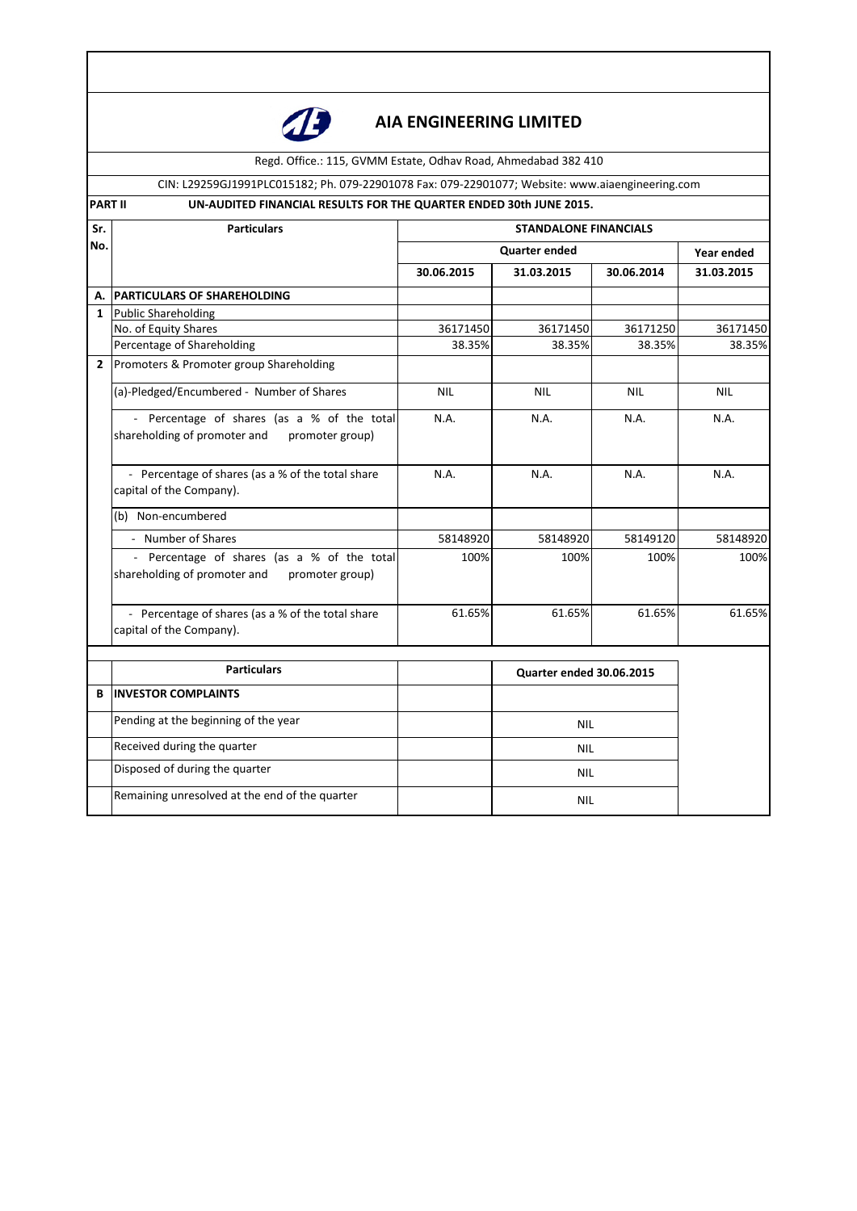# AIA ENGINEERING LIMITED

Regd. Office.: 115, GVMM Estate, Odhav Road, Ahmedabad 382 410

CIN: L29259GJ1991PLC015182; Ph. 079-22901078 Fax: 079-22901077; Website: www.aiaengineering.com

**PART II** **UN-AUDITED FINANCIAL RESULTS FOR THE QUARTER ENDED 30th JUNE 2015.**

| Sr. No. | Particulars | STANDALONE FINANCIALS | | | |
|---|---|---|---|---|---|
| | | Quarter ended | | | Year ended |
| | | 30.06.2015 | 31.03.2015 | 30.06.2014 | 31.03.2015 |
| A. | **PARTICULARS OF SHAREHOLDING** | | | | |
| 1 | Public Shareholding | | | | |
| | No. of Equity Shares | 36171450 | 36171450 | 36171250 | 36171450 |
| | Percentage of Shareholding | 38.35% | 38.35% | 38.35% | 38.35% |
| 2 | Promoters & Promoter group Shareholding | | | | |
| | (a)-Pledged/Encumbered - Number of Shares | NIL | NIL | NIL | NIL |
| | - Percentage of shares (as a % of the total shareholding of promoter and promoter group) | N.A. | N.A. | N.A. | N.A. |
| | - Percentage of shares (as a % of the total share capital of the Company). | N.A. | N.A. | N.A. | N.A. |
| | (b) Non-encumbered | | | | |
| | - Number of Shares | 58148920 | 58148920 | 58149120 | 58148920 |
| | - Percentage of shares (as a % of the total shareholding of promoter and promoter group) | 100% | 100% | 100% | 100% |
| | - Percentage of shares (as a % of the total share capital of the Company). | 61.65% | 61.65% | 61.65% | 61.65% |

| | Particulars | | Quarter ended 30.06.2015 |
|---|---|---|---|
| B | **INVESTOR COMPLAINTS** | | |
| | Pending at the beginning of the year | | NIL |
| | Received during the quarter | | NIL |
| | Disposed of during the quarter | | NIL |
| | Remaining unresolved at the end of the quarter | | NIL |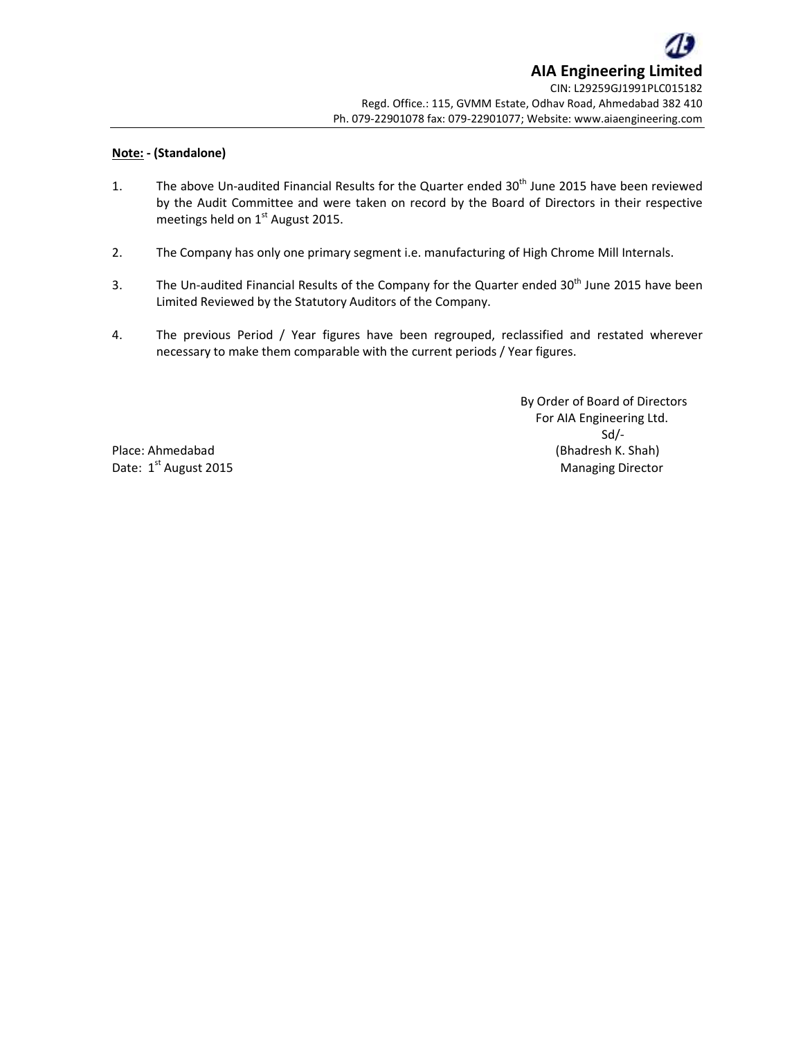**AIA Engineering Limited**
CIN: L29259GJ1991PLC015182
Regd. Office.: 115, GVMM Estate, Odhav Road, Ahmedabad 382 410
Ph. 079-22901078 fax: 079-22901077; Website: www.aiaengineering.com

**Note: - (Standalone)**

1. The above Un-audited Financial Results for the Quarter ended 30th June 2015 have been reviewed by the Audit Committee and were taken on record by the Board of Directors in their respective meetings held on 1st August 2015.

2. The Company has only one primary segment i.e. manufacturing of High Chrome Mill Internals.

3. The Un-audited Financial Results of the Company for the Quarter ended 30th June 2015 have been Limited Reviewed by the Statutory Auditors of the Company.

4. The previous Period / Year figures have been regrouped, reclassified and restated wherever necessary to make them comparable with the current periods / Year figures.

By Order of Board of Directors
For AIA Engineering Ltd.
Sd/-
(Bhadresh K. Shah)
Managing Director

Place: Ahmedabad
Date: 1st August 2015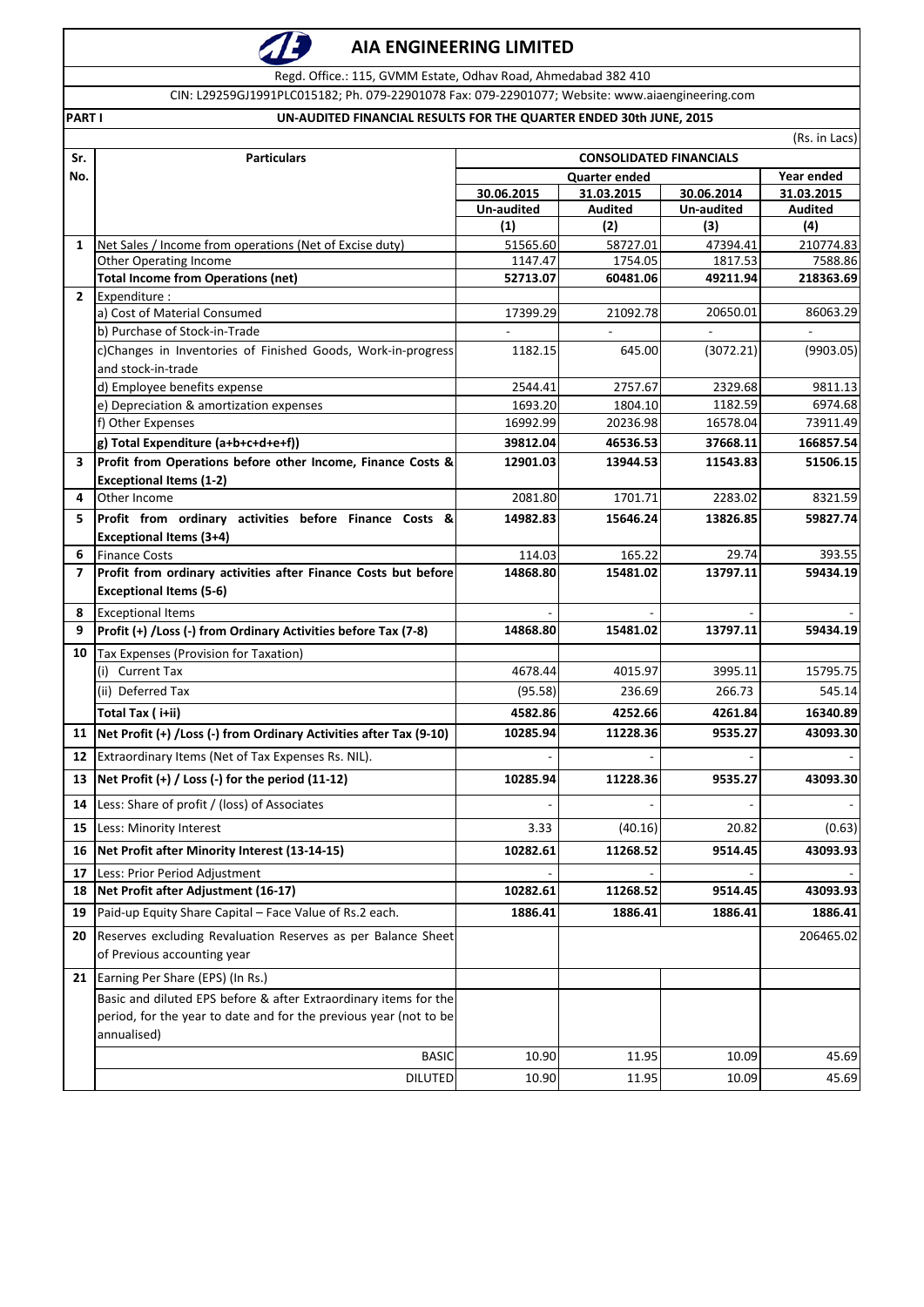# AIA ENGINEERING LIMITED

Regd. Office.: 115, GVMM Estate, Odhav Road, Ahmedabad 382 410

CIN: L29259GJ1991PLC015182; Ph. 079-22901078 Fax: 079-22901077; Website: www.aiaengineering.com

**PART I** **UN-AUDITED FINANCIAL RESULTS FOR THE QUARTER ENDED 30th JUNE, 2015**

(Rs. in Lacs)

| Sr. No. | Particulars | CONSOLIDATED FINANCIALS | | | |
|---|---|---|---|---|---|
| | | Quarter ended | | | Year ended |
| | | 30.06.2015 | 31.03.2015 | 30.06.2014 | 31.03.2015 |
| | | Un-audited | Audited | Un-audited | Audited |
| | | (1) | (2) | (3) | (4) |
| 1 | Net Sales / Income from operations (Net of Excise duty) | 51565.60 | 58727.01 | 47394.41 | 210774.83 |
| | Other Operating Income | 1147.47 | 1754.05 | 1817.53 | 7588.86 |
| | **Total Income from Operations (net)** | **52713.07** | **60481.06** | **49211.94** | **218363.69** |
| 2 | Expenditure : | | | | |
| | a) Cost of Material Consumed | 17399.29 | 21092.78 | 20650.01 | 86063.29 |
| | b) Purchase of Stock-in-Trade | - | - | - | - |
| | c)Changes in Inventories of Finished Goods, Work-in-progress and stock-in-trade | 1182.15 | 645.00 | (3072.21) | (9903.05) |
| | d) Employee benefits expense | 2544.41 | 2757.67 | 2329.68 | 9811.13 |
| | e) Depreciation & amortization expenses | 1693.20 | 1804.10 | 1182.59 | 6974.68 |
| | f) Other Expenses | 16992.99 | 20236.98 | 16578.04 | 73911.49 |
| | **g) Total Expenditure (a+b+c+d+e+f))** | **39812.04** | **46536.53** | **37668.11** | **166857.54** |
| 3 | **Profit from Operations before other Income, Finance Costs & Exceptional Items (1-2)** | **12901.03** | **13944.53** | **11543.83** | **51506.15** |
| 4 | Other Income | 2081.80 | 1701.71 | 2283.02 | 8321.59 |
| 5 | **Profit from ordinary activities before Finance Costs & Exceptional Items (3+4)** | **14982.83** | **15646.24** | **13826.85** | **59827.74** |
| 6 | Finance Costs | 114.03 | 165.22 | 29.74 | 393.55 |
| 7 | **Profit from ordinary activities after Finance Costs but before Exceptional Items (5-6)** | **14868.80** | **15481.02** | **13797.11** | **59434.19** |
| 8 | Exceptional Items | - | - | - | - |
| 9 | **Profit (+) /Loss (-) from Ordinary Activities before Tax (7-8)** | **14868.80** | **15481.02** | **13797.11** | **59434.19** |
| 10 | Tax Expenses (Provision for Taxation) | | | | |
| | (i) Current Tax | 4678.44 | 4015.97 | 3995.11 | 15795.75 |
| | (ii) Deferred Tax | (95.58) | 236.69 | 266.73 | 545.14 |
| | **Total Tax ( i+ii)** | **4582.86** | **4252.66** | **4261.84** | **16340.89** |
| 11 | **Net Profit (+) /Loss (-) from Ordinary Activities after Tax (9-10)** | **10285.94** | **11228.36** | **9535.27** | **43093.30** |
| 12 | Extraordinary Items (Net of Tax Expenses Rs. NIL). | - | - | - | - |
| 13 | **Net Profit (+) / Loss (-) for the period (11-12)** | **10285.94** | **11228.36** | **9535.27** | **43093.30** |
| 14 | Less: Share of profit / (loss) of Associates | - | - | - | - |
| 15 | Less: Minority Interest | 3.33 | (40.16) | 20.82 | (0.63) |
| 16 | **Net Profit after Minority Interest (13-14-15)** | **10282.61** | **11268.52** | **9514.45** | **43093.93** |
| 17 | Less: Prior Period Adjustment | - | - | - | - |
| 18 | **Net Profit after Adjustment (16-17)** | **10282.61** | **11268.52** | **9514.45** | **43093.93** |
| 19 | Paid-up Equity Share Capital – Face Value of Rs.2 each. | **1886.41** | **1886.41** | **1886.41** | **1886.41** |
| 20 | Reserves excluding Revaluation Reserves as per Balance Sheet of Previous accounting year | | | | 206465.02 |
| 21 | Earning Per Share (EPS) (In Rs.) | | | | |
| | Basic and diluted EPS before & after Extraordinary items for the period, for the year to date and for the previous year (not to be annualised) | | | | |
| | BASIC | 10.90 | 11.95 | 10.09 | 45.69 |
| | DILUTED | 10.90 | 11.95 | 10.09 | 45.69 |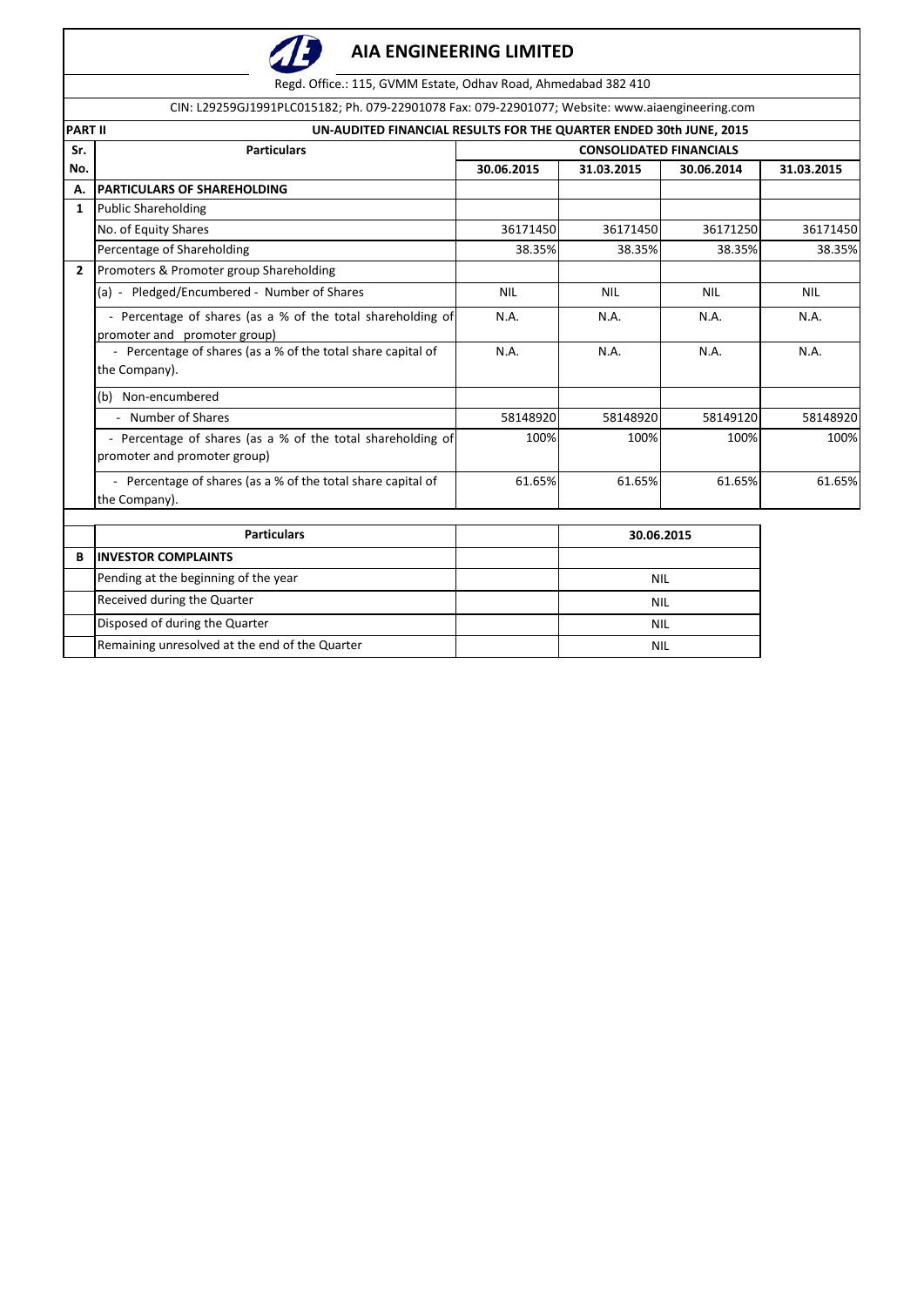# AIA ENGINEERING LIMITED

Regd. Office.: 115, GVMM Estate, Odhav Road, Ahmedabad 382 410

CIN: L29259GJ1991PLC015182; Ph. 079-22901078 Fax: 079-22901077; Website: www.aiaengineering.com

**PART II** — **UN-AUDITED FINANCIAL RESULTS FOR THE QUARTER ENDED 30th JUNE, 2015**

| Sr. No. | Particulars | CONSOLIDATED FINANCIALS | | | |
|---|---|---|---|---|---|
| | | 30.06.2015 | 31.03.2015 | 30.06.2014 | 31.03.2015 |
| **A.** | **PARTICULARS OF SHAREHOLDING** | | | | |
| **1** | Public Shareholding | | | | |
| | No. of Equity Shares | 36171450 | 36171450 | 36171250 | 36171450 |
| | Percentage of Shareholding | 38.35% | 38.35% | 38.35% | 38.35% |
| **2** | Promoters & Promoter group Shareholding | | | | |
| | (a) - Pledged/Encumbered - Number of Shares | NIL | NIL | NIL | NIL |
| | - Percentage of shares (as a % of the total shareholding of promoter and promoter group) | N.A. | N.A. | N.A. | N.A. |
| | - Percentage of shares (as a % of the total share capital of the Company). | N.A. | N.A. | N.A. | N.A. |
| | (b) Non-encumbered | | | | |
| | - Number of Shares | 58148920 | 58148920 | 58149120 | 58148920 |
| | - Percentage of shares (as a % of the total shareholding of promoter and promoter group) | 100% | 100% | 100% | 100% |
| | - Percentage of shares (as a % of the total share capital of the Company). | 61.65% | 61.65% | 61.65% | 61.65% |

| | Particulars | | 30.06.2015 |
|---|---|---|---|
| **B** | **INVESTOR COMPLAINTS** | | |
| | Pending at the beginning of the year | | NIL |
| | Received during the Quarter | | NIL |
| | Disposed of during the Quarter | | NIL |
| | Remaining unresolved at the end of the Quarter | | NIL |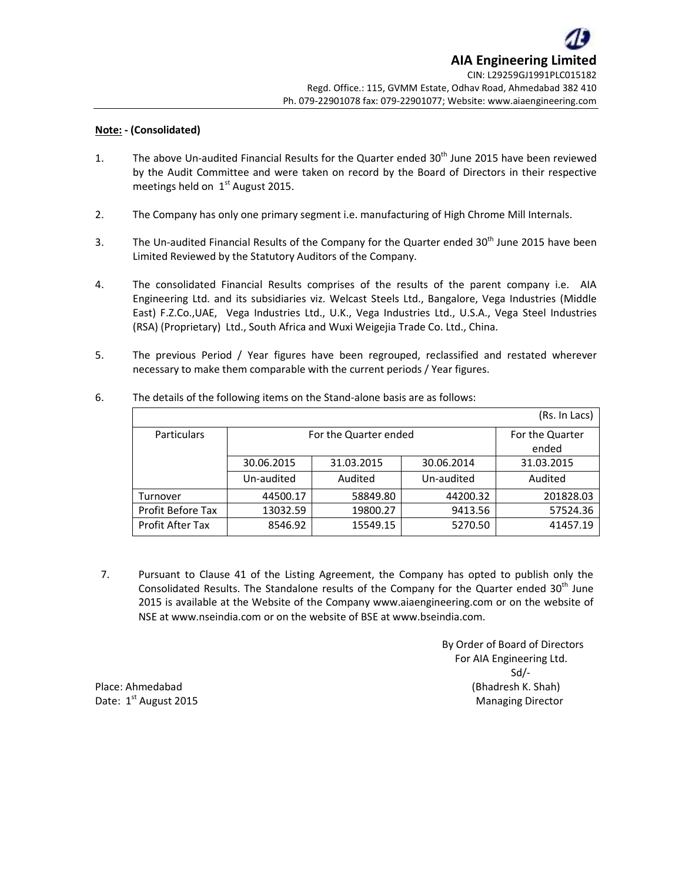**AIA Engineering Limited**

CIN: L29259GJ1991PLC015182

Regd. Office.: 115, GVMM Estate, Odhav Road, Ahmedabad 382 410

Ph. 079-22901078 fax: 079-22901077; Website: www.aiaengineering.com

**Note: - (Consolidated)**

1. The above Un-audited Financial Results for the Quarter ended 30th June 2015 have been reviewed by the Audit Committee and were taken on record by the Board of Directors in their respective meetings held on 1st August 2015.

2. The Company has only one primary segment i.e. manufacturing of High Chrome Mill Internals.

3. The Un-audited Financial Results of the Company for the Quarter ended 30th June 2015 have been Limited Reviewed by the Statutory Auditors of the Company.

4. The consolidated Financial Results comprises of the results of the parent company i.e. AIA Engineering Ltd. and its subsidiaries viz. Welcast Steels Ltd., Bangalore, Vega Industries (Middle East) F.Z.Co.,UAE, Vega Industries Ltd., U.K., Vega Industries Ltd., U.S.A., Vega Steel Industries (RSA) (Proprietary) Ltd., South Africa and Wuxi Weigejia Trade Co. Ltd., China.

5. The previous Period / Year figures have been regrouped, reclassified and restated wherever necessary to make them comparable with the current periods / Year figures.

6. The details of the following items on the Stand-alone basis are as follows:

| | | | | (Rs. In Lacs) |
|---|---|---|---|---|
| Particulars | For the Quarter ended | | | For the Quarter ended |
| | 30.06.2015 | 31.03.2015 | 30.06.2014 | 31.03.2015 |
| | Un-audited | Audited | Un-audited | Audited |
| Turnover | 44500.17 | 58849.80 | 44200.32 | 201828.03 |
| Profit Before Tax | 13032.59 | 19800.27 | 9413.56 | 57524.36 |
| Profit After Tax | 8546.92 | 15549.15 | 5270.50 | 41457.19 |

7. Pursuant to Clause 41 of the Listing Agreement, the Company has opted to publish only the Consolidated Results. The Standalone results of the Company for the Quarter ended 30th June 2015 is available at the Website of the Company www.aiaengineering.com or on the website of NSE at www.nseindia.com or on the website of BSE at www.bseindia.com.

By Order of Board of Directors
For AIA Engineering Ltd.
Sd/-
(Bhadresh K. Shah)
Managing Director

Place: Ahmedabad
Date: 1st August 2015